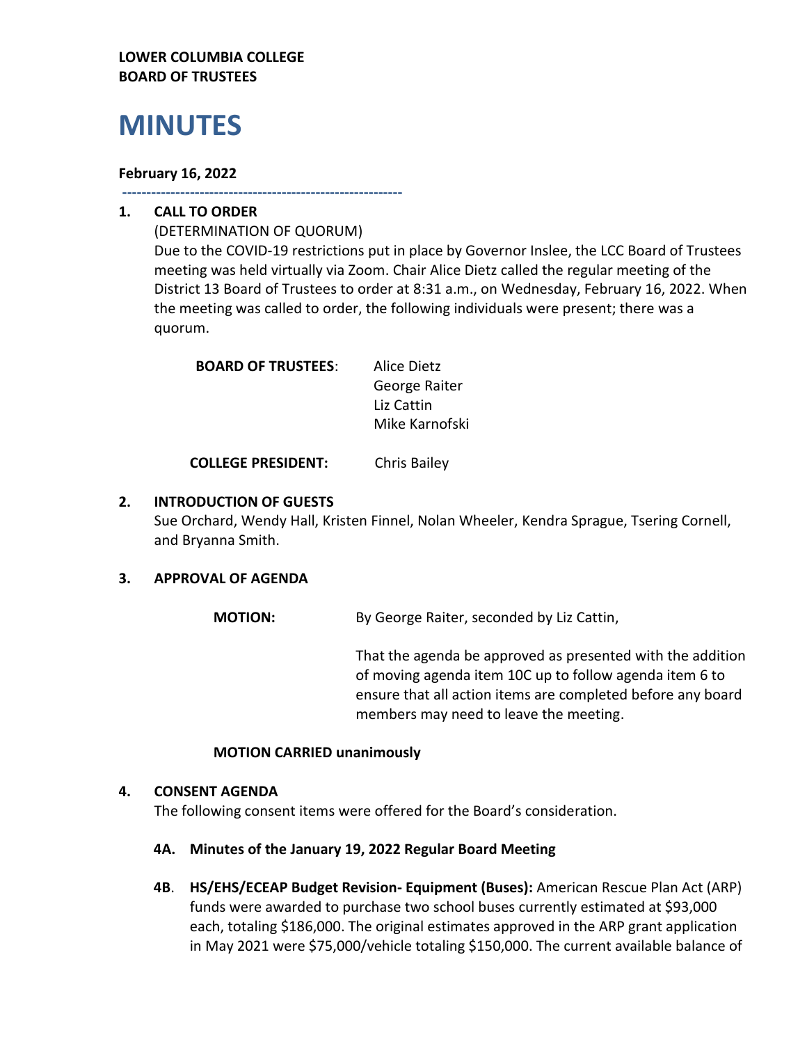**LOWER COLUMBIA COLLEGE**
**BOARD OF TRUSTEES**

# MINUTES

**February 16, 2022**

---

## 1. CALL TO ORDER

(DETERMINATION OF QUORUM)

Due to the COVID-19 restrictions put in place by Governor Inslee, the LCC Board of Trustees meeting was held virtually via Zoom. Chair Alice Dietz called the regular meeting of the District 13 Board of Trustees to order at 8:31 a.m., on Wednesday, February 16, 2022. When the meeting was called to order, the following individuals were present; there was a quorum.

**BOARD OF TRUSTEES**: Alice Dietz
George Raiter
Liz Cattin
Mike Karnofski

**COLLEGE PRESIDENT:** Chris Bailey

## 2. INTRODUCTION OF GUESTS

Sue Orchard, Wendy Hall, Kristen Finnel, Nolan Wheeler, Kendra Sprague, Tsering Cornell, and Bryanna Smith.

## 3. APPROVAL OF AGENDA

**MOTION:** By George Raiter, seconded by Liz Cattin,

That the agenda be approved as presented with the addition of moving agenda item 10C up to follow agenda item 6 to ensure that all action items are completed before any board members may need to leave the meeting.

**MOTION CARRIED unanimously**

## 4. CONSENT AGENDA

The following consent items were offered for the Board's consideration.

**4A. Minutes of the January 19, 2022 Regular Board Meeting**

**4B. HS/EHS/ECEAP Budget Revision- Equipment (Buses):** American Rescue Plan Act (ARP) funds were awarded to purchase two school buses currently estimated at $93,000 each, totaling $186,000. The original estimates approved in the ARP grant application in May 2021 were $75,000/vehicle totaling $150,000. The current available balance of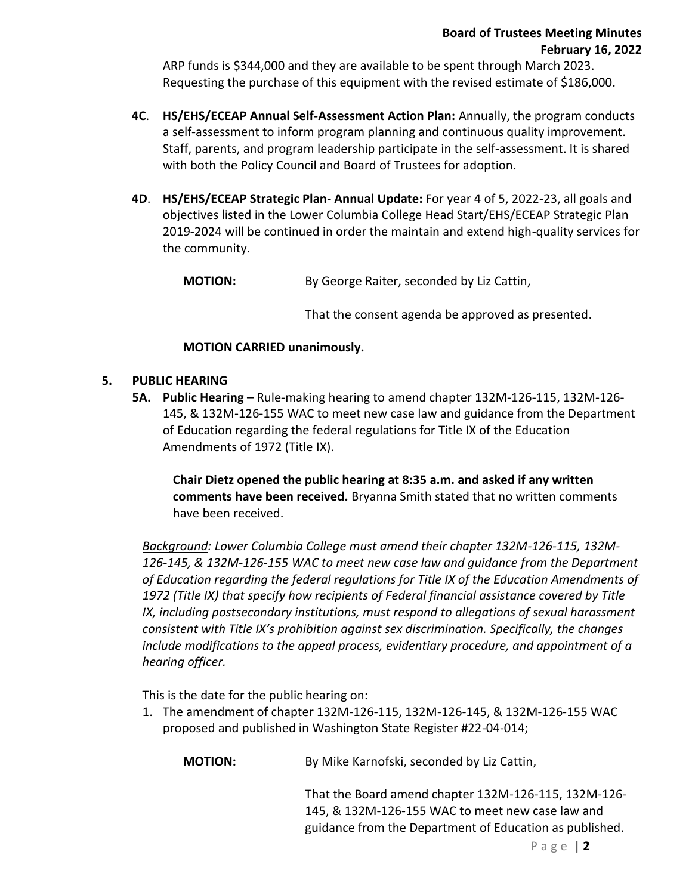ARP funds is $344,000 and they are available to be spent through March 2023. Requesting the purchase of this equipment with the revised estimate of $186,000.

**4C**. **HS/EHS/ECEAP Annual Self-Assessment Action Plan:** Annually, the program conducts a self-assessment to inform program planning and continuous quality improvement. Staff, parents, and program leadership participate in the self-assessment. It is shared with both the Policy Council and Board of Trustees for adoption.

**4D**. **HS/EHS/ECEAP Strategic Plan- Annual Update:** For year 4 of 5, 2022-23, all goals and objectives listed in the Lower Columbia College Head Start/EHS/ECEAP Strategic Plan 2019-2024 will be continued in order the maintain and extend high-quality services for the community.

**MOTION:** By George Raiter, seconded by Liz Cattin,

That the consent agenda be approved as presented.

**MOTION CARRIED unanimously.**

## 5. PUBLIC HEARING

**5A. Public Hearing** – Rule-making hearing to amend chapter 132M-126-115, 132M-126-145, & 132M-126-155 WAC to meet new case law and guidance from the Department of Education regarding the federal regulations for Title IX of the Education Amendments of 1972 (Title IX).

**Chair Dietz opened the public hearing at 8:35 a.m. and asked if any written comments have been received.** Bryanna Smith stated that no written comments have been received.

*<u>Background</u>: Lower Columbia College must amend their chapter 132M-126-115, 132M-126-145, & 132M-126-155 WAC to meet new case law and guidance from the Department of Education regarding the federal regulations for Title IX of the Education Amendments of 1972 (Title IX) that specify how recipients of Federal financial assistance covered by Title IX, including postsecondary institutions, must respond to allegations of sexual harassment consistent with Title IX's prohibition against sex discrimination. Specifically, the changes include modifications to the appeal process, evidentiary procedure, and appointment of a hearing officer.*

This is the date for the public hearing on:

1. The amendment of chapter 132M-126-115, 132M-126-145, & 132M-126-155 WAC proposed and published in Washington State Register #22-04-014;

**MOTION:** By Mike Karnofski, seconded by Liz Cattin,

That the Board amend chapter 132M-126-115, 132M-126-145, & 132M-126-155 WAC to meet new case law and guidance from the Department of Education as published.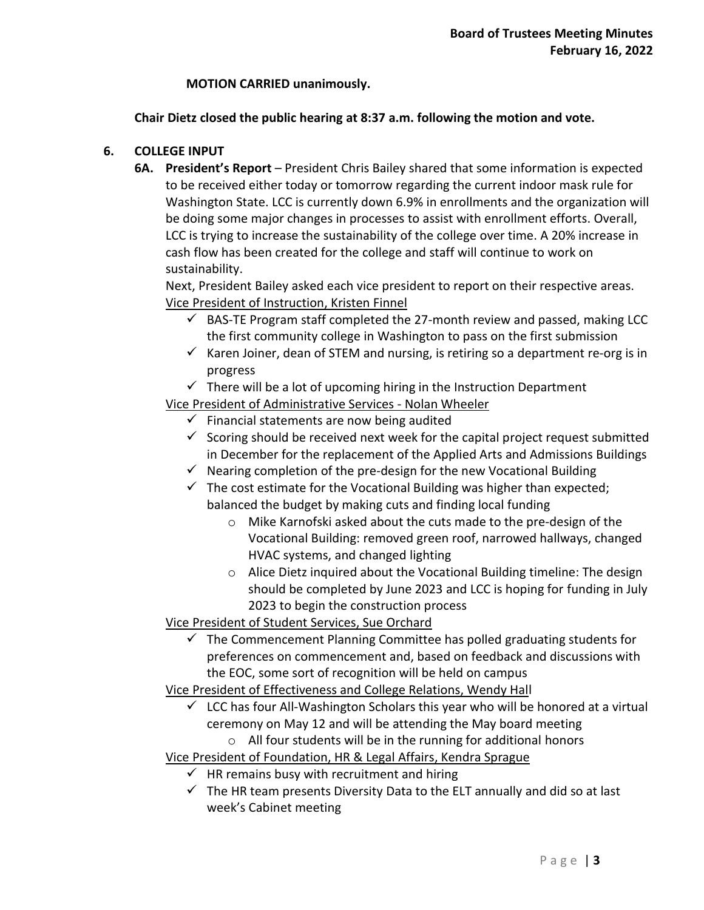**MOTION CARRIED unanimously.**

**Chair Dietz closed the public hearing at 8:37 a.m. following the motion and vote.**

## 6. COLLEGE INPUT

**6A. President's Report** – President Chris Bailey shared that some information is expected to be received either today or tomorrow regarding the current indoor mask rule for Washington State. LCC is currently down 6.9% in enrollments and the organization will be doing some major changes in processes to assist with enrollment efforts. Overall, LCC is trying to increase the sustainability of the college over time. A 20% increase in cash flow has been created for the college and staff will continue to work on sustainability.

Next, President Bailey asked each vice president to report on their respective areas.

Vice President of Instruction, Kristen Finnel

- ✓ BAS-TE Program staff completed the 27-month review and passed, making LCC the first community college in Washington to pass on the first submission
- ✓ Karen Joiner, dean of STEM and nursing, is retiring so a department re-org is in progress
- ✓ There will be a lot of upcoming hiring in the Instruction Department

Vice President of Administrative Services - Nolan Wheeler

- ✓ Financial statements are now being audited
- ✓ Scoring should be received next week for the capital project request submitted in December for the replacement of the Applied Arts and Admissions Buildings
- ✓ Nearing completion of the pre-design for the new Vocational Building
- ✓ The cost estimate for the Vocational Building was higher than expected; balanced the budget by making cuts and finding local funding
  - Mike Karnofski asked about the cuts made to the pre-design of the Vocational Building: removed green roof, narrowed hallways, changed HVAC systems, and changed lighting
  - Alice Dietz inquired about the Vocational Building timeline: The design should be completed by June 2023 and LCC is hoping for funding in July 2023 to begin the construction process

Vice President of Student Services, Sue Orchard

- ✓ The Commencement Planning Committee has polled graduating students for preferences on commencement and, based on feedback and discussions with the EOC, some sort of recognition will be held on campus

Vice President of Effectiveness and College Relations, Wendy Hall

- ✓ LCC has four All-Washington Scholars this year who will be honored at a virtual ceremony on May 12 and will be attending the May board meeting
  - All four students will be in the running for additional honors

Vice President of Foundation, HR & Legal Affairs, Kendra Sprague

- ✓ HR remains busy with recruitment and hiring
- ✓ The HR team presents Diversity Data to the ELT annually and did so at last week's Cabinet meeting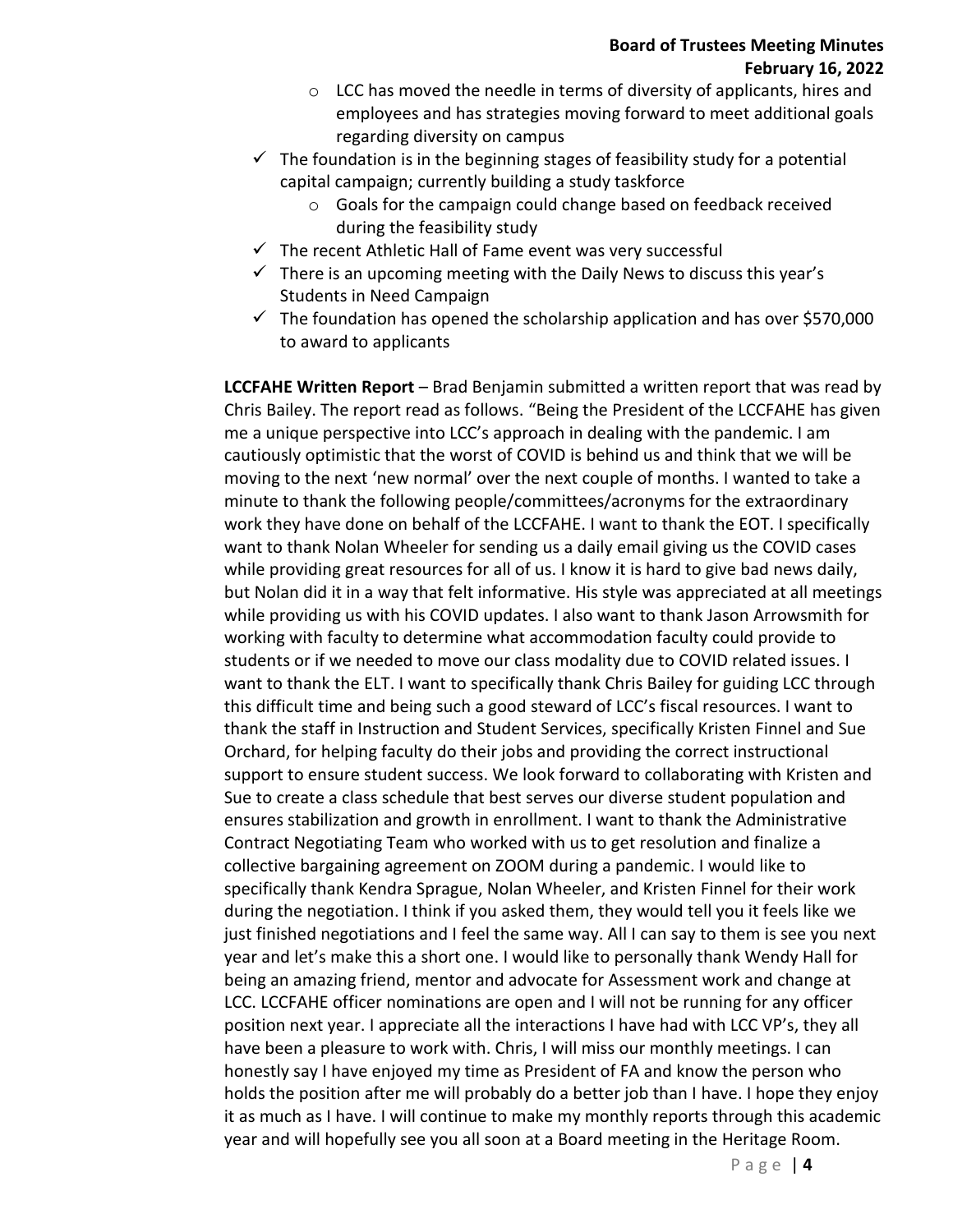- LCC has moved the needle in terms of diversity of applicants, hires and employees and has strategies moving forward to meet additional goals regarding diversity on campus

- ✓ The foundation is in the beginning stages of feasibility study for a potential capital campaign; currently building a study taskforce
  - Goals for the campaign could change based on feedback received during the feasibility study
- ✓ The recent Athletic Hall of Fame event was very successful
- ✓ There is an upcoming meeting with the Daily News to discuss this year's Students in Need Campaign
- ✓ The foundation has opened the scholarship application and has over $570,000 to award to applicants

**LCCFAHE Written Report** – Brad Benjamin submitted a written report that was read by Chris Bailey. The report read as follows. "Being the President of the LCCFAHE has given me a unique perspective into LCC's approach in dealing with the pandemic. I am cautiously optimistic that the worst of COVID is behind us and think that we will be moving to the next 'new normal' over the next couple of months. I wanted to take a minute to thank the following people/committees/acronyms for the extraordinary work they have done on behalf of the LCCFAHE. I want to thank the EOT. I specifically want to thank Nolan Wheeler for sending us a daily email giving us the COVID cases while providing great resources for all of us. I know it is hard to give bad news daily, but Nolan did it in a way that felt informative. His style was appreciated at all meetings while providing us with his COVID updates. I also want to thank Jason Arrowsmith for working with faculty to determine what accommodation faculty could provide to students or if we needed to move our class modality due to COVID related issues. I want to thank the ELT. I want to specifically thank Chris Bailey for guiding LCC through this difficult time and being such a good steward of LCC's fiscal resources. I want to thank the staff in Instruction and Student Services, specifically Kristen Finnel and Sue Orchard, for helping faculty do their jobs and providing the correct instructional support to ensure student success. We look forward to collaborating with Kristen and Sue to create a class schedule that best serves our diverse student population and ensures stabilization and growth in enrollment. I want to thank the Administrative Contract Negotiating Team who worked with us to get resolution and finalize a collective bargaining agreement on ZOOM during a pandemic. I would like to specifically thank Kendra Sprague, Nolan Wheeler, and Kristen Finnel for their work during the negotiation. I think if you asked them, they would tell you it feels like we just finished negotiations and I feel the same way. All I can say to them is see you next year and let's make this a short one. I would like to personally thank Wendy Hall for being an amazing friend, mentor and advocate for Assessment work and change at LCC. LCCFAHE officer nominations are open and I will not be running for any officer position next year. I appreciate all the interactions I have had with LCC VP's, they all have been a pleasure to work with. Chris, I will miss our monthly meetings. I can honestly say I have enjoyed my time as President of FA and know the person who holds the position after me will probably do a better job than I have. I hope they enjoy it as much as I have. I will continue to make my monthly reports through this academic year and will hopefully see you all soon at a Board meeting in the Heritage Room.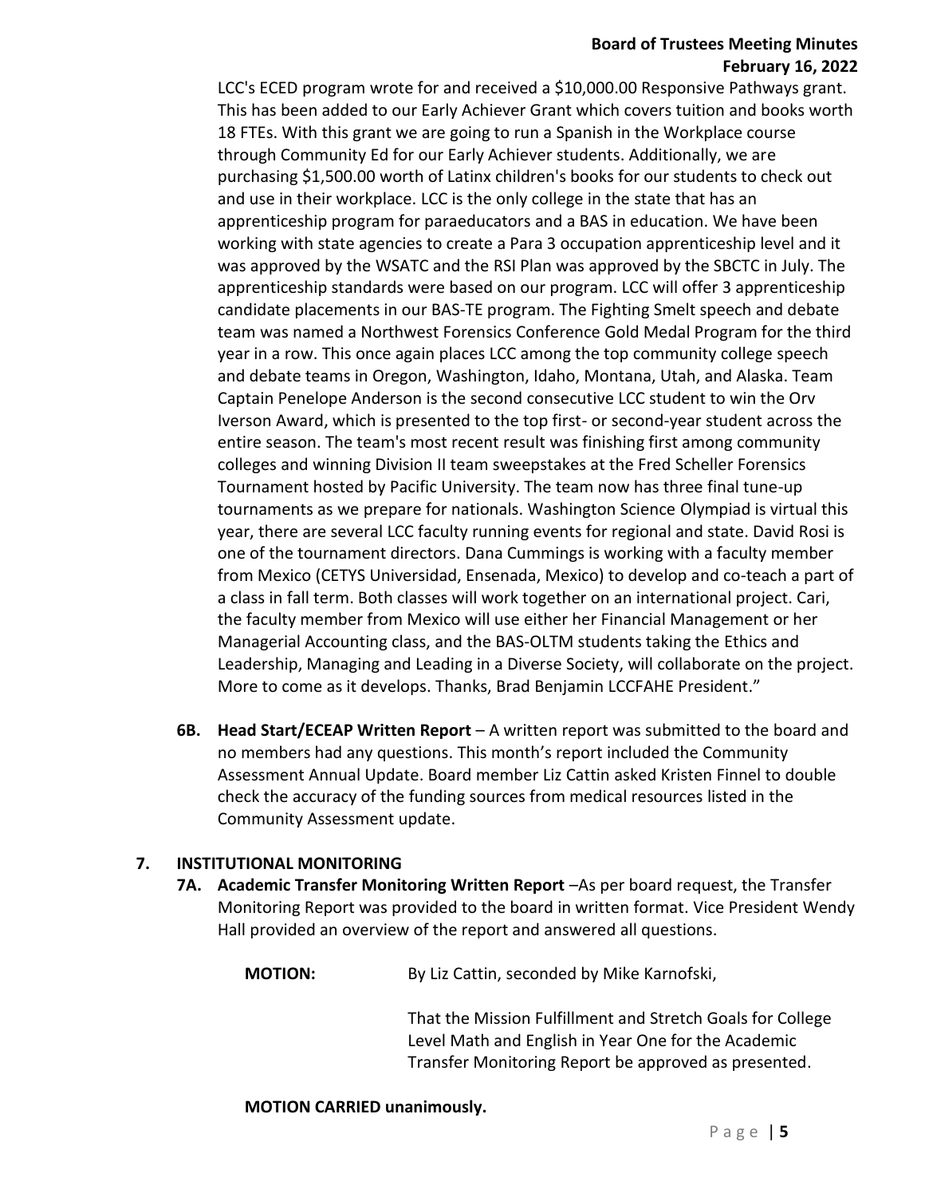LCC's ECED program wrote for and received a $10,000.00 Responsive Pathways grant. This has been added to our Early Achiever Grant which covers tuition and books worth 18 FTEs. With this grant we are going to run a Spanish in the Workplace course through Community Ed for our Early Achiever students. Additionally, we are purchasing $1,500.00 worth of Latinx children's books for our students to check out and use in their workplace. LCC is the only college in the state that has an apprenticeship program for paraeducators and a BAS in education. We have been working with state agencies to create a Para 3 occupation apprenticeship level and it was approved by the WSATC and the RSI Plan was approved by the SBCTC in July. The apprenticeship standards were based on our program. LCC will offer 3 apprenticeship candidate placements in our BAS-TE program. The Fighting Smelt speech and debate team was named a Northwest Forensics Conference Gold Medal Program for the third year in a row. This once again places LCC among the top community college speech and debate teams in Oregon, Washington, Idaho, Montana, Utah, and Alaska. Team Captain Penelope Anderson is the second consecutive LCC student to win the Orv Iverson Award, which is presented to the top first- or second-year student across the entire season. The team's most recent result was finishing first among community colleges and winning Division II team sweepstakes at the Fred Scheller Forensics Tournament hosted by Pacific University. The team now has three final tune-up tournaments as we prepare for nationals. Washington Science Olympiad is virtual this year, there are several LCC faculty running events for regional and state. David Rosi is one of the tournament directors. Dana Cummings is working with a faculty member from Mexico (CETYS Universidad, Ensenada, Mexico) to develop and co-teach a part of a class in fall term. Both classes will work together on an international project. Cari, the faculty member from Mexico will use either her Financial Management or her Managerial Accounting class, and the BAS-OLTM students taking the Ethics and Leadership, Managing and Leading in a Diverse Society, will collaborate on the project. More to come as it develops. Thanks, Brad Benjamin LCCFAHE President."

**6B. Head Start/ECEAP Written Report** – A written report was submitted to the board and no members had any questions. This month's report included the Community Assessment Annual Update. Board member Liz Cattin asked Kristen Finnel to double check the accuracy of the funding sources from medical resources listed in the Community Assessment update.

## 7. INSTITUTIONAL MONITORING

**7A. Academic Transfer Monitoring Written Report** –As per board request, the Transfer Monitoring Report was provided to the board in written format. Vice President Wendy Hall provided an overview of the report and answered all questions.

**MOTION:** By Liz Cattin, seconded by Mike Karnofski,

That the Mission Fulfillment and Stretch Goals for College Level Math and English in Year One for the Academic Transfer Monitoring Report be approved as presented.

**MOTION CARRIED unanimously.**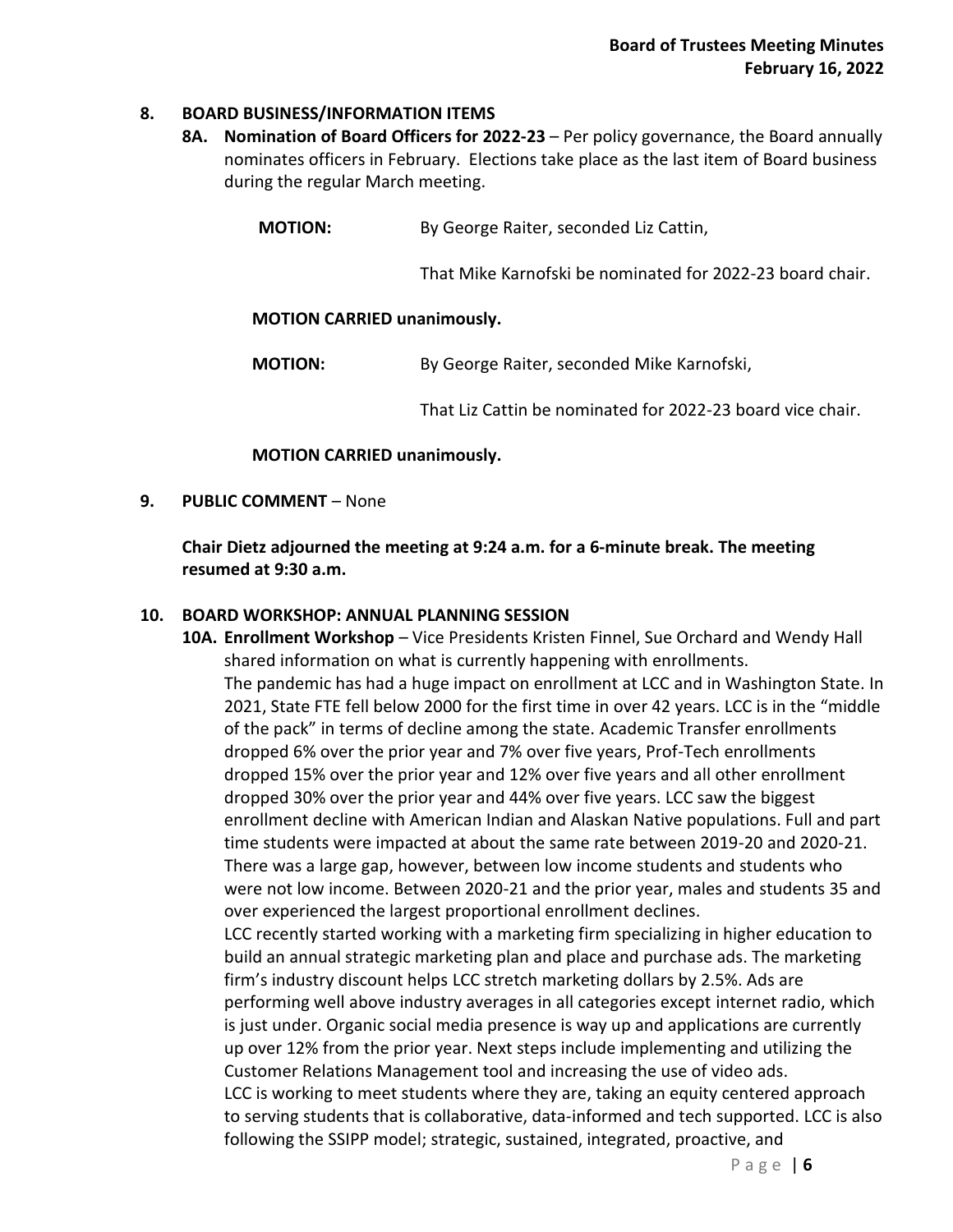## 8. BOARD BUSINESS/INFORMATION ITEMS

**8A. Nomination of Board Officers for 2022-23** – Per policy governance, the Board annually nominates officers in February. Elections take place as the last item of Board business during the regular March meeting.

**MOTION:** By George Raiter, seconded Liz Cattin,

That Mike Karnofski be nominated for 2022-23 board chair.

**MOTION CARRIED unanimously.**

**MOTION:** By George Raiter, seconded Mike Karnofski,

That Liz Cattin be nominated for 2022-23 board vice chair.

**MOTION CARRIED unanimously.**

## 9. PUBLIC COMMENT – None

**Chair Dietz adjourned the meeting at 9:24 a.m. for a 6-minute break. The meeting resumed at 9:30 a.m.**

## 10. BOARD WORKSHOP: ANNUAL PLANNING SESSION

**10A. Enrollment Workshop** – Vice Presidents Kristen Finnel, Sue Orchard and Wendy Hall shared information on what is currently happening with enrollments.

The pandemic has had a huge impact on enrollment at LCC and in Washington State. In 2021, State FTE fell below 2000 for the first time in over 42 years. LCC is in the "middle of the pack" in terms of decline among the state. Academic Transfer enrollments dropped 6% over the prior year and 7% over five years, Prof-Tech enrollments dropped 15% over the prior year and 12% over five years and all other enrollment dropped 30% over the prior year and 44% over five years. LCC saw the biggest enrollment decline with American Indian and Alaskan Native populations. Full and part time students were impacted at about the same rate between 2019-20 and 2020-21. There was a large gap, however, between low income students and students who were not low income. Between 2020-21 and the prior year, males and students 35 and over experienced the largest proportional enrollment declines.

LCC recently started working with a marketing firm specializing in higher education to build an annual strategic marketing plan and place and purchase ads. The marketing firm's industry discount helps LCC stretch marketing dollars by 2.5%. Ads are performing well above industry averages in all categories except internet radio, which is just under. Organic social media presence is way up and applications are currently up over 12% from the prior year. Next steps include implementing and utilizing the Customer Relations Management tool and increasing the use of video ads.

LCC is working to meet students where they are, taking an equity centered approach to serving students that is collaborative, data-informed and tech supported. LCC is also following the SSIPP model; strategic, sustained, integrated, proactive, and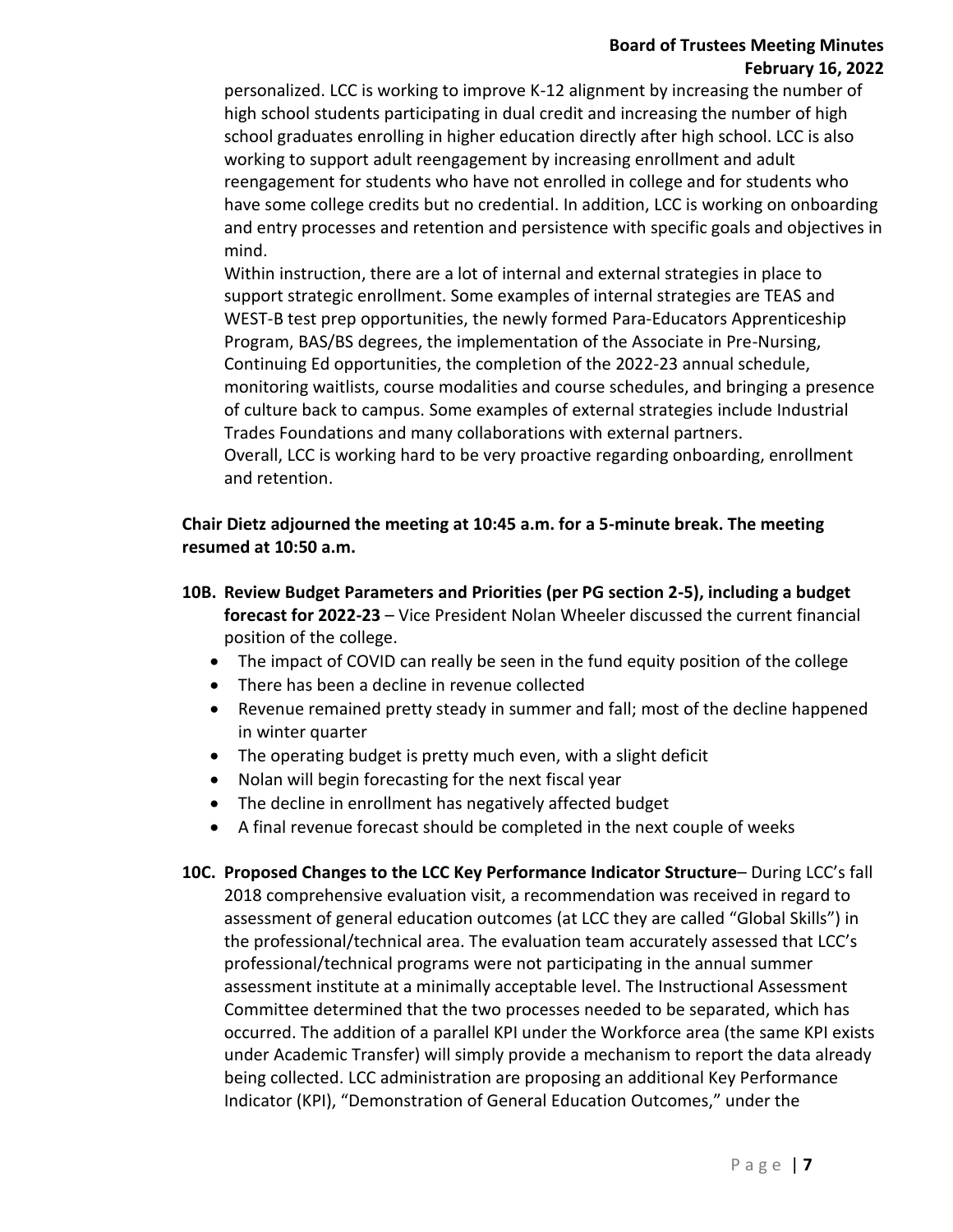personalized. LCC is working to improve K-12 alignment by increasing the number of high school students participating in dual credit and increasing the number of high school graduates enrolling in higher education directly after high school. LCC is also working to support adult reengagement by increasing enrollment and adult reengagement for students who have not enrolled in college and for students who have some college credits but no credential. In addition, LCC is working on onboarding and entry processes and retention and persistence with specific goals and objectives in mind.

Within instruction, there are a lot of internal and external strategies in place to support strategic enrollment. Some examples of internal strategies are TEAS and WEST-B test prep opportunities, the newly formed Para-Educators Apprenticeship Program, BAS/BS degrees, the implementation of the Associate in Pre-Nursing, Continuing Ed opportunities, the completion of the 2022-23 annual schedule, monitoring waitlists, course modalities and course schedules, and bringing a presence of culture back to campus. Some examples of external strategies include Industrial Trades Foundations and many collaborations with external partners.

Overall, LCC is working hard to be very proactive regarding onboarding, enrollment and retention.

**Chair Dietz adjourned the meeting at 10:45 a.m. for a 5-minute break. The meeting resumed at 10:50 a.m.**

**10B. Review Budget Parameters and Priorities (per PG section 2-5), including a budget forecast for 2022-23** – Vice President Nolan Wheeler discussed the current financial position of the college.

- The impact of COVID can really be seen in the fund equity position of the college
- There has been a decline in revenue collected
- Revenue remained pretty steady in summer and fall; most of the decline happened in winter quarter
- The operating budget is pretty much even, with a slight deficit
- Nolan will begin forecasting for the next fiscal year
- The decline in enrollment has negatively affected budget
- A final revenue forecast should be completed in the next couple of weeks

**10C. Proposed Changes to the LCC Key Performance Indicator Structure**– During LCC's fall 2018 comprehensive evaluation visit, a recommendation was received in regard to assessment of general education outcomes (at LCC they are called "Global Skills") in the professional/technical area. The evaluation team accurately assessed that LCC's professional/technical programs were not participating in the annual summer assessment institute at a minimally acceptable level. The Instructional Assessment Committee determined that the two processes needed to be separated, which has occurred. The addition of a parallel KPI under the Workforce area (the same KPI exists under Academic Transfer) will simply provide a mechanism to report the data already being collected. LCC administration are proposing an additional Key Performance Indicator (KPI), "Demonstration of General Education Outcomes," under the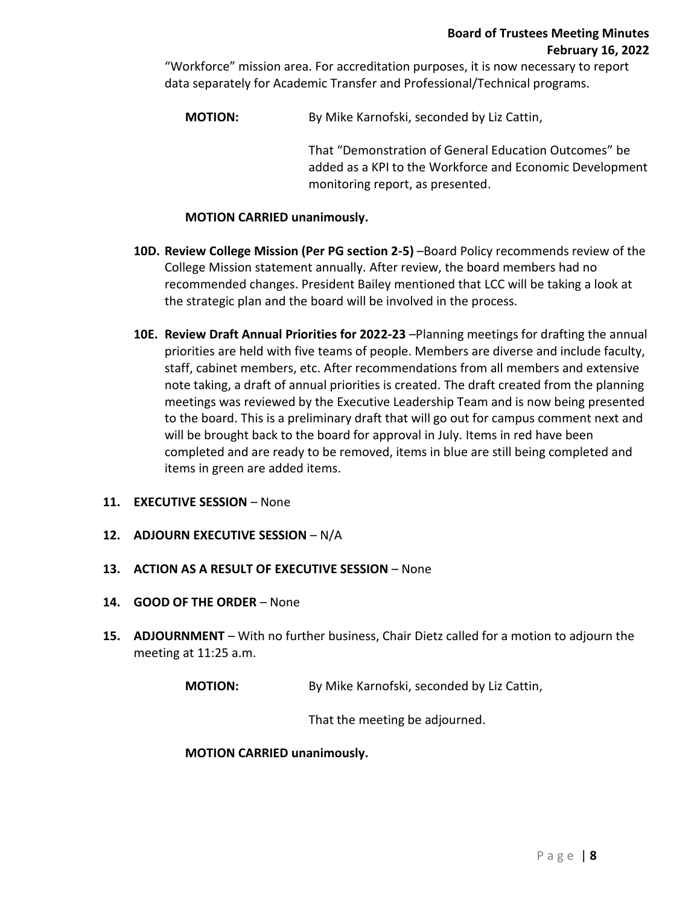"Workforce" mission area. For accreditation purposes, it is now necessary to report data separately for Academic Transfer and Professional/Technical programs.

**MOTION:** By Mike Karnofski, seconded by Liz Cattin,

That "Demonstration of General Education Outcomes" be added as a KPI to the Workforce and Economic Development monitoring report, as presented.

**MOTION CARRIED unanimously.**

**10D. Review College Mission (Per PG section 2-5)** –Board Policy recommends review of the College Mission statement annually. After review, the board members had no recommended changes. President Bailey mentioned that LCC will be taking a look at the strategic plan and the board will be involved in the process.

**10E. Review Draft Annual Priorities for 2022-23** –Planning meetings for drafting the annual priorities are held with five teams of people. Members are diverse and include faculty, staff, cabinet members, etc. After recommendations from all members and extensive note taking, a draft of annual priorities is created. The draft created from the planning meetings was reviewed by the Executive Leadership Team and is now being presented to the board. This is a preliminary draft that will go out for campus comment next and will be brought back to the board for approval in July. Items in red have been completed and are ready to be removed, items in blue are still being completed and items in green are added items.

**11. EXECUTIVE SESSION** – None

**12. ADJOURN EXECUTIVE SESSION** – N/A

**13. ACTION AS A RESULT OF EXECUTIVE SESSION** – None

**14. GOOD OF THE ORDER** – None

**15. ADJOURNMENT** – With no further business, Chair Dietz called for a motion to adjourn the meeting at 11:25 a.m.

**MOTION:** By Mike Karnofski, seconded by Liz Cattin,

That the meeting be adjourned.

**MOTION CARRIED unanimously.**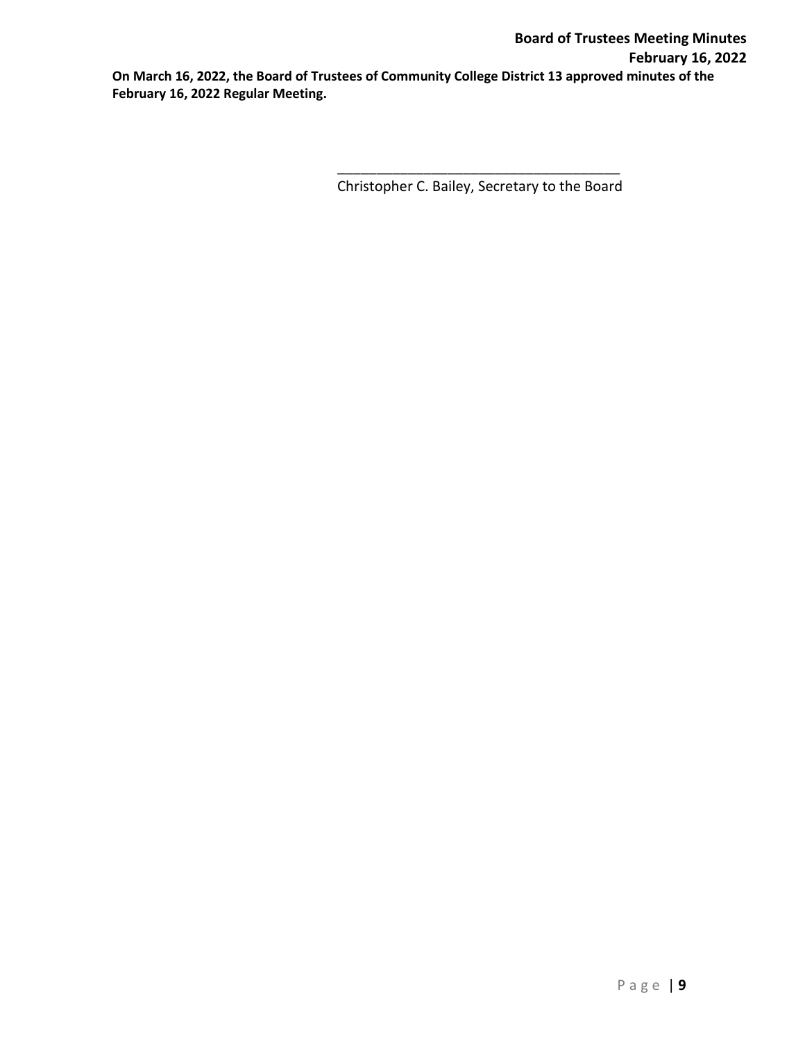**On March 16, 2022, the Board of Trustees of Community College District 13 approved minutes of the February 16, 2022 Regular Meeting.**

\_\_\_\_\_\_\_\_\_\_\_\_\_\_\_\_\_\_\_\_\_\_\_\_\_\_\_\_\_\_\_\_\_\_\_\_\_\_

Christopher C. Bailey, Secretary to the Board